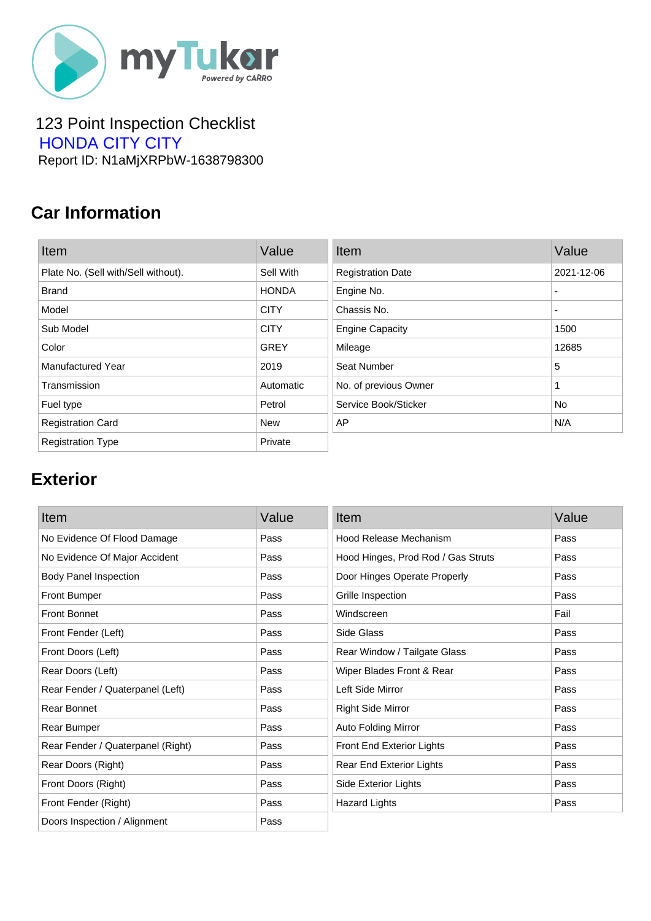myTukar
Powered by CARRO

123 Point Inspection Checklist

HONDA CITY CITY

Report ID: N1aMjXRPbW-1638798300

## Car Information

| Item | Value |
|---|---|
| Plate No. (Sell with/Sell without). | Sell With |
| Brand | HONDA |
| Model | CITY |
| Sub Model | CITY |
| Color | GREY |
| Manufactured Year | 2019 |
| Transmission | Automatic |
| Fuel type | Petrol |
| Registration Card | New |
| Registration Type | Private |

| Item | Value |
|---|---|
| Registration Date | 2021-12-06 |
| Engine No. | - |
| Chassis No. | - |
| Engine Capacity | 1500 |
| Mileage | 12685 |
| Seat Number | 5 |
| No. of previous Owner | 1 |
| Service Book/Sticker | No |
| AP | N/A |

## Exterior

| Item | Value |
|---|---|
| No Evidence Of Flood Damage | Pass |
| No Evidence Of Major Accident | Pass |
| Body Panel Inspection | Pass |
| Front Bumper | Pass |
| Front Bonnet | Pass |
| Front Fender (Left) | Pass |
| Front Doors (Left) | Pass |
| Rear Doors (Left) | Pass |
| Rear Fender / Quaterpanel (Left) | Pass |
| Rear Bonnet | Pass |
| Rear Bumper | Pass |
| Rear Fender / Quaterpanel (Right) | Pass |
| Rear Doors (Right) | Pass |
| Front Doors (Right) | Pass |
| Front Fender (Right) | Pass |
| Doors Inspection / Alignment | Pass |

| Item | Value |
|---|---|
| Hood Release Mechanism | Pass |
| Hood Hinges, Prod Rod / Gas Struts | Pass |
| Door Hinges Operate Properly | Pass |
| Grille Inspection | Pass |
| Windscreen | Fail |
| Side Glass | Pass |
| Rear Window / Tailgate Glass | Pass |
| Wiper Blades Front & Rear | Pass |
| Left Side Mirror | Pass |
| Right Side Mirror | Pass |
| Auto Folding Mirror | Pass |
| Front End Exterior Lights | Pass |
| Rear End Exterior Lights | Pass |
| Side Exterior Lights | Pass |
| Hazard Lights | Pass |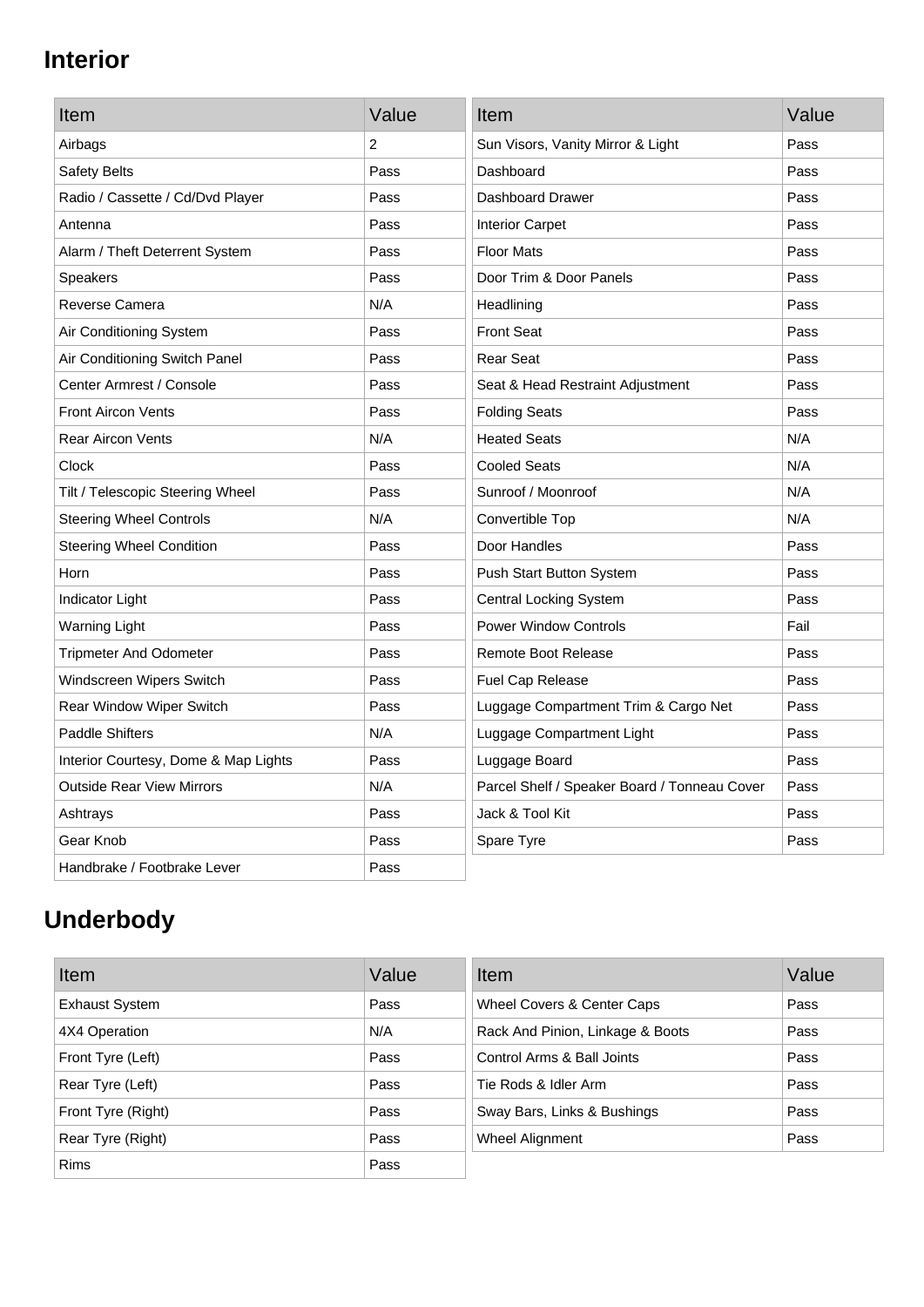## Interior

| Item | Value |
| --- | --- |
| Airbags | 2 |
| Safety Belts | Pass |
| Radio / Cassette / Cd/Dvd Player | Pass |
| Antenna | Pass |
| Alarm / Theft Deterrent System | Pass |
| Speakers | Pass |
| Reverse Camera | N/A |
| Air Conditioning System | Pass |
| Air Conditioning Switch Panel | Pass |
| Center Armrest / Console | Pass |
| Front Aircon Vents | Pass |
| Rear Aircon Vents | N/A |
| Clock | Pass |
| Tilt / Telescopic Steering Wheel | Pass |
| Steering Wheel Controls | N/A |
| Steering Wheel Condition | Pass |
| Horn | Pass |
| Indicator Light | Pass |
| Warning Light | Pass |
| Tripmeter And Odometer | Pass |
| Windscreen Wipers Switch | Pass |
| Rear Window Wiper Switch | Pass |
| Paddle Shifters | N/A |
| Interior Courtesy, Dome & Map Lights | Pass |
| Outside Rear View Mirrors | N/A |
| Ashtrays | Pass |
| Gear Knob | Pass |
| Handbrake / Footbrake Lever | Pass |

| Item | Value |
| --- | --- |
| Sun Visors, Vanity Mirror & Light | Pass |
| Dashboard | Pass |
| Dashboard Drawer | Pass |
| Interior Carpet | Pass |
| Floor Mats | Pass |
| Door Trim & Door Panels | Pass |
| Headlining | Pass |
| Front Seat | Pass |
| Rear Seat | Pass |
| Seat & Head Restraint Adjustment | Pass |
| Folding Seats | Pass |
| Heated Seats | N/A |
| Cooled Seats | N/A |
| Sunroof / Moonroof | N/A |
| Convertible Top | N/A |
| Door Handles | Pass |
| Push Start Button System | Pass |
| Central Locking System | Pass |
| Power Window Controls | Fail |
| Remote Boot Release | Pass |
| Fuel Cap Release | Pass |
| Luggage Compartment Trim & Cargo Net | Pass |
| Luggage Compartment Light | Pass |
| Luggage Board | Pass |
| Parcel Shelf / Speaker Board / Tonneau Cover | Pass |
| Jack & Tool Kit | Pass |
| Spare Tyre | Pass |

## Underbody

| Item | Value |
| --- | --- |
| Exhaust System | Pass |
| 4X4 Operation | N/A |
| Front Tyre (Left) | Pass |
| Rear Tyre (Left) | Pass |
| Front Tyre (Right) | Pass |
| Rear Tyre (Right) | Pass |
| Rims | Pass |

| Item | Value |
| --- | --- |
| Wheel Covers & Center Caps | Pass |
| Rack And Pinion, Linkage & Boots | Pass |
| Control Arms & Ball Joints | Pass |
| Tie Rods & Idler Arm | Pass |
| Sway Bars, Links & Bushings | Pass |
| Wheel Alignment | Pass |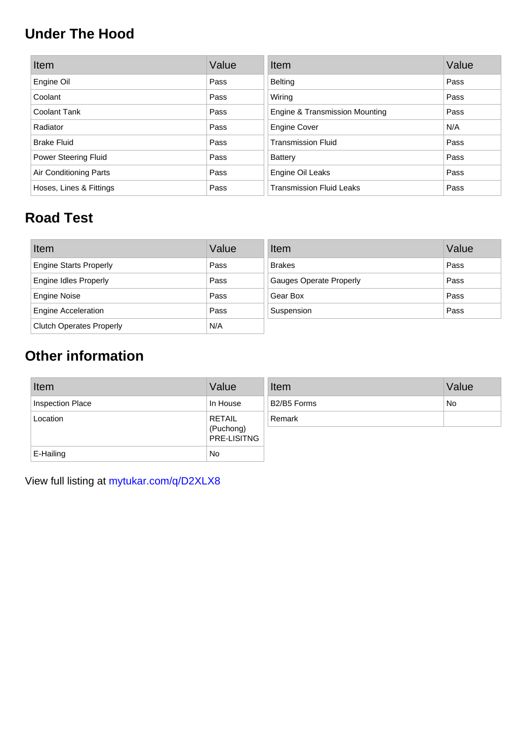## Under The Hood

| Item | Value |
|---|---|
| Engine Oil | Pass |
| Coolant | Pass |
| Coolant Tank | Pass |
| Radiator | Pass |
| Brake Fluid | Pass |
| Power Steering Fluid | Pass |
| Air Conditioning Parts | Pass |
| Hoses, Lines & Fittings | Pass |

| Item | Value |
|---|---|
| Belting | Pass |
| Wiring | Pass |
| Engine & Transmission Mounting | Pass |
| Engine Cover | N/A |
| Transmission Fluid | Pass |
| Battery | Pass |
| Engine Oil Leaks | Pass |
| Transmission Fluid Leaks | Pass |

## Road Test

| Item | Value |
|---|---|
| Engine Starts Properly | Pass |
| Engine Idles Properly | Pass |
| Engine Noise | Pass |
| Engine Acceleration | Pass |
| Clutch Operates Properly | N/A |

| Item | Value |
|---|---|
| Brakes | Pass |
| Gauges Operate Properly | Pass |
| Gear Box | Pass |
| Suspension | Pass |

## Other information

| Item | Value |
|---|---|
| Inspection Place | In House |
| Location | RETAIL (Puchong) PRE-LISITNG |
| E-Hailing | No |

| Item | Value |
|---|---|
| B2/B5 Forms | No |
| Remark | |

View full listing at [mytukar.com/q/D2XLX8](https://mytukar.com/q/D2XLX8)